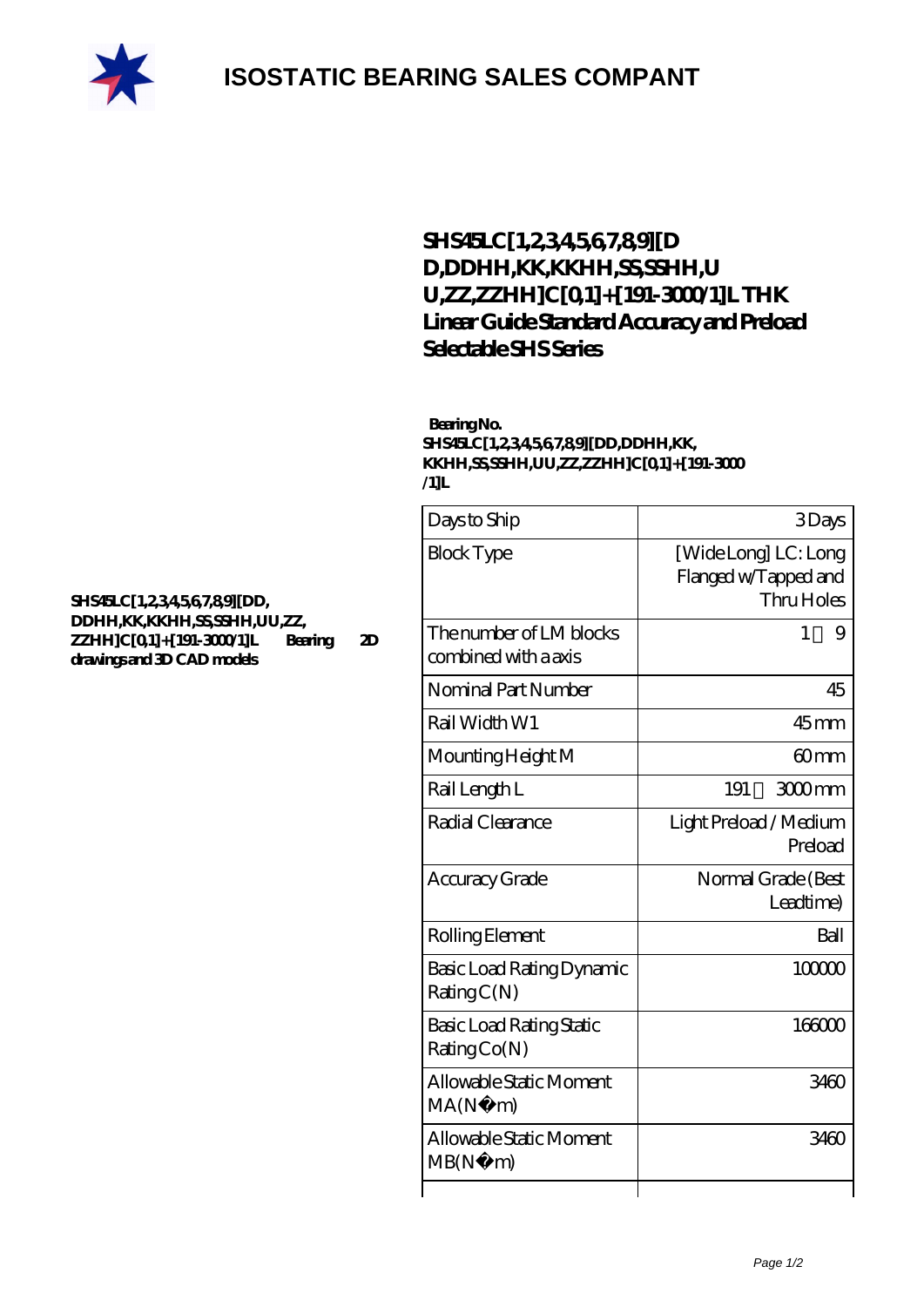# ISOSTATIC BEARING SALES COMPANT

## SHS45LC[1,2,3,4,5,6,7,8,9][DD,DDHH,KK,KKHH,SS,SSHH,UU,ZZ,ZZHH]C[0,1]+[191-3000/1]L THK Linear Guide Standard Accuracy and Preload Selectable SHS Series

**SHS45LC[1,2,3,4,5,6,7,8,9][DD,DDHH,KK,KKHH,SS,SSHH,UU,ZZ,ZZHH]C[0,1]+[191-3000/1]L Bearing 2D drawings and 3D CAD models**

**Bearing No.**
**SHS45LC[1,2,3,4,5,6,7,8,9][DD,DDHH,KK,KKHH,SS,SSHH,UU,ZZ,ZZHH]C[0,1]+[191-3000/1]L**

| | |
|---|---|
| Days to Ship | 3 Days |
| Block Type | [Wide Long] LC: Long Flanged w/Tapped and Thru Holes |
| The number of LM blocks combined with a axis | 1 ～ 9 |
| Nominal Part Number | 45 |
| Rail Width W1 | 45 mm |
| Mounting Height M | 60 mm |
| Rail Length L | 191 ～ 3000 mm |
| Radial Clearance | Light Preload / Medium Preload |
| Accuracy Grade | Normal Grade (Best Leadtime) |
| Rolling Element | Ball |
| Basic Load Rating Dynamic Rating C(N) | 100000 |
| Basic Load Rating Static Rating Co(N) | 166000 |
| Allowable Static Moment MA(N・m) | 3460 |
| Allowable Static Moment MB(N・m) | 3460 |
| | |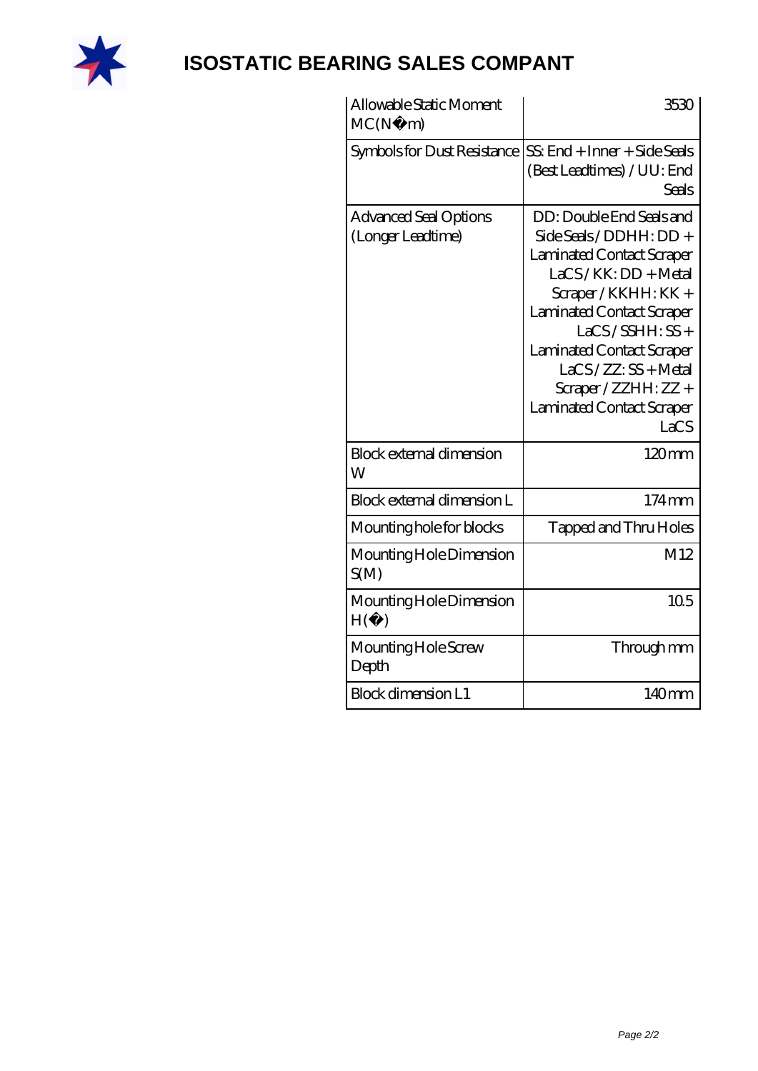# ISOSTATIC BEARING SALES COMPANT

| | |
|---|---|
| Allowable Static Moment MC(N�m) | 3530 |
| Symbols for Dust Resistance | SS: End + Inner + Side Seals (Best Leadtimes) / UU: End Seals |
| Advanced Seal Options (Longer Leadtime) | DD: Double End Seals and Side Seals / DDHH: DD + Laminated Contact Scraper LaCS / KK: DD + Metal Scraper / KKHH: KK + Laminated Contact Scraper LaCS / SSHH: SS + Laminated Contact Scraper LaCS / ZZ: SS + Metal Scraper / ZZHH: ZZ + Laminated Contact Scraper LaCS |
| Block external dimension W | 120 mm |
| Block external dimension L | 174 mm |
| Mounting hole for blocks | Tapped and Thru Holes |
| Mounting Hole Dimension S(M) | M12 |
| Mounting Hole Dimension H(�) | 10.5 |
| Mounting Hole Screw Depth | Through mm |
| Block dimension L1 | 140 mm |